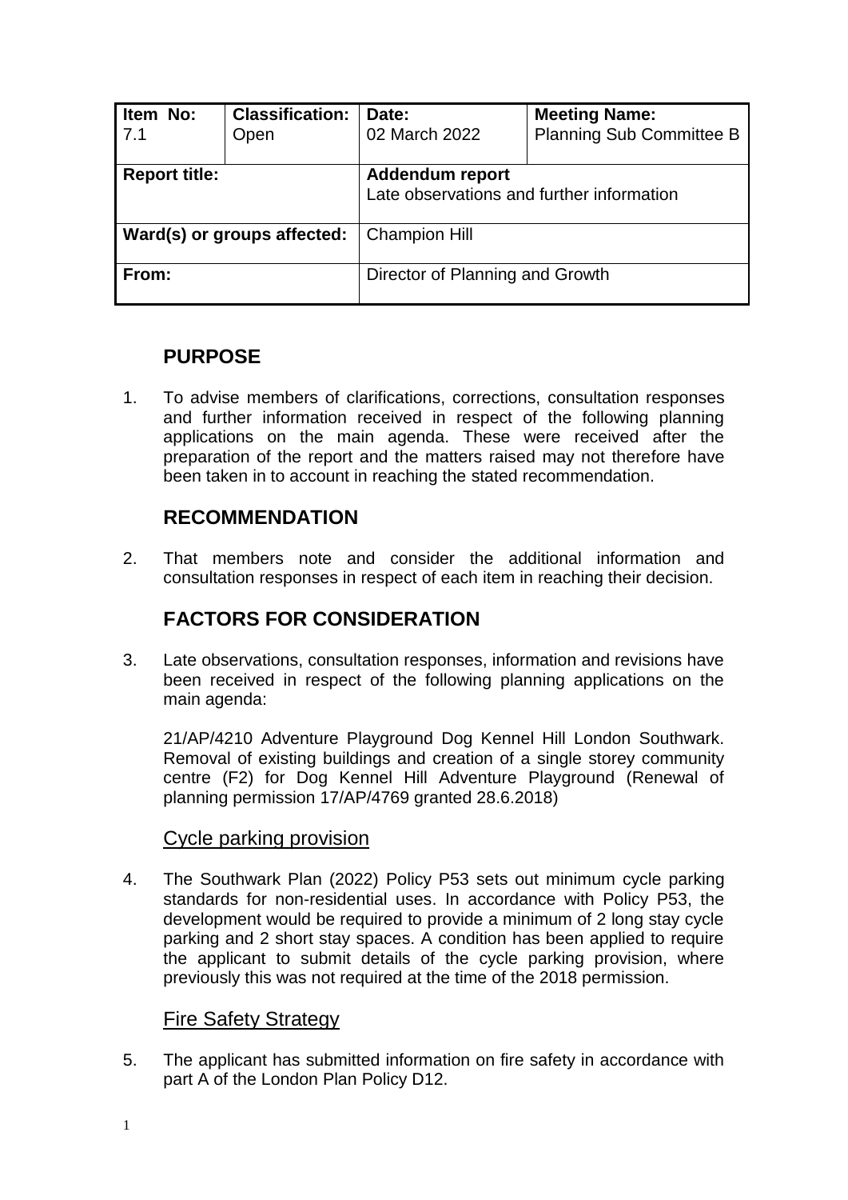| Item No: 7.1 | Classification: Open | Date: 02 March 2022 | Meeting Name: Planning Sub Committee B |
|---|---|---|---|
| **Report title:** | | **Addendum report** Late observations and further information | |
| **Ward(s) or groups affected:** | | Champion Hill | |
| **From:** | | Director of Planning and Growth | |

## PURPOSE

1. To advise members of clarifications, corrections, consultation responses and further information received in respect of the following planning applications on the main agenda. These were received after the preparation of the report and the matters raised may not therefore have been taken in to account in reaching the stated recommendation.

## RECOMMENDATION

2. That members note and consider the additional information and consultation responses in respect of each item in reaching their decision.

## FACTORS FOR CONSIDERATION

3. Late observations, consultation responses, information and revisions have been received in respect of the following planning applications on the main agenda:

   21/AP/4210 Adventure Playground Dog Kennel Hill London Southwark. Removal of existing buildings and creation of a single storey community centre (F2) for Dog Kennel Hill Adventure Playground (Renewal of planning permission 17/AP/4769 granted 28.6.2018)

### Cycle parking provision

4. The Southwark Plan (2022) Policy P53 sets out minimum cycle parking standards for non-residential uses. In accordance with Policy P53, the development would be required to provide a minimum of 2 long stay cycle parking and 2 short stay spaces. A condition has been applied to require the applicant to submit details of the cycle parking provision, where previously this was not required at the time of the 2018 permission.

### Fire Safety Strategy

5. The applicant has submitted information on fire safety in accordance with part A of the London Plan Policy D12.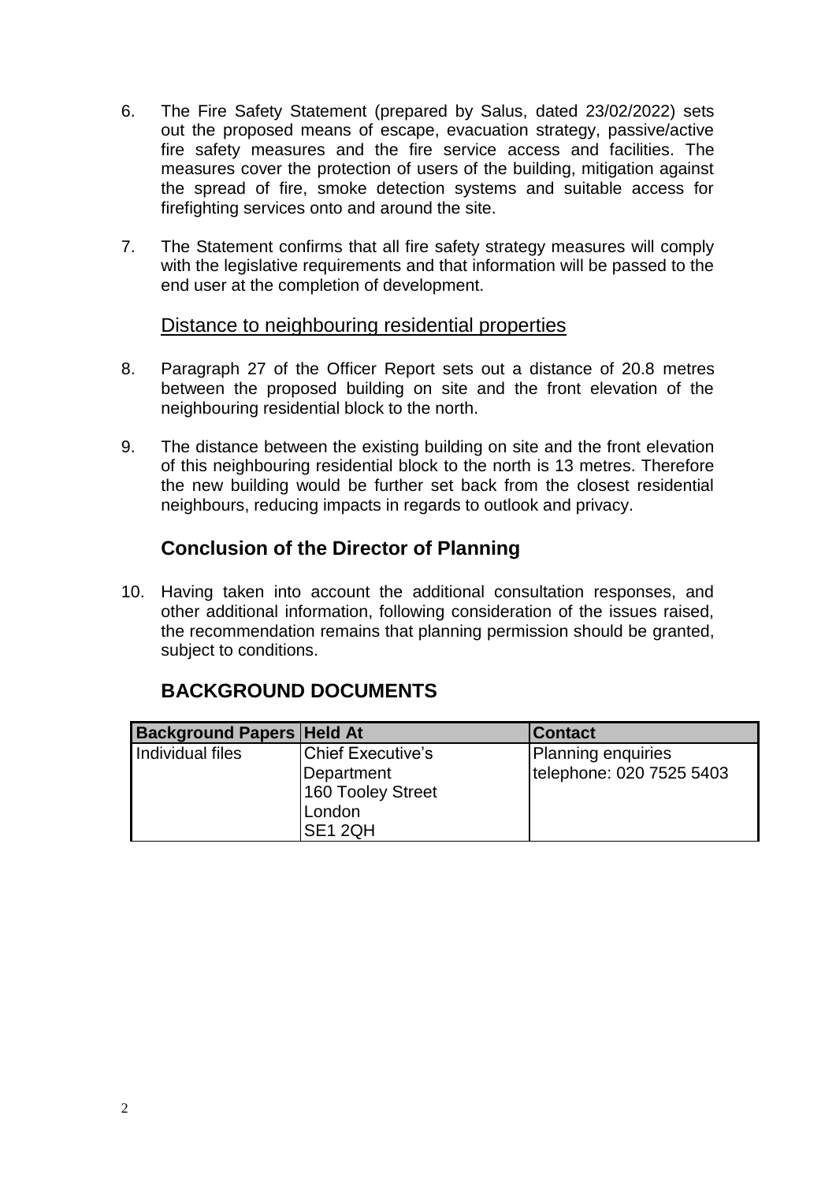6. The Fire Safety Statement (prepared by Salus, dated 23/02/2022) sets out the proposed means of escape, evacuation strategy, passive/active fire safety measures and the fire service access and facilities. The measures cover the protection of users of the building, mitigation against the spread of fire, smoke detection systems and suitable access for firefighting services onto and around the site.

7. The Statement confirms that all fire safety strategy measures will comply with the legislative requirements and that information will be passed to the end user at the completion of development.

<u>Distance to neighbouring residential properties</u>

8. Paragraph 27 of the Officer Report sets out a distance of 20.8 metres between the proposed building on site and the front elevation of the neighbouring residential block to the north.

9. The distance between the existing building on site and the front elevation of this neighbouring residential block to the north is 13 metres. Therefore the new building would be further set back from the closest residential neighbours, reducing impacts in regards to outlook and privacy.

## Conclusion of the Director of Planning

10. Having taken into account the additional consultation responses, and other additional information, following consideration of the issues raised, the recommendation remains that planning permission should be granted, subject to conditions.

## BACKGROUND DOCUMENTS

| Background Papers | Held At | Contact |
|---|---|---|
| Individual files | Chief Executive's Department<br>160 Tooley Street<br>London<br>SE1 2QH | Planning enquiries<br>telephone: 020 7525 5403 |